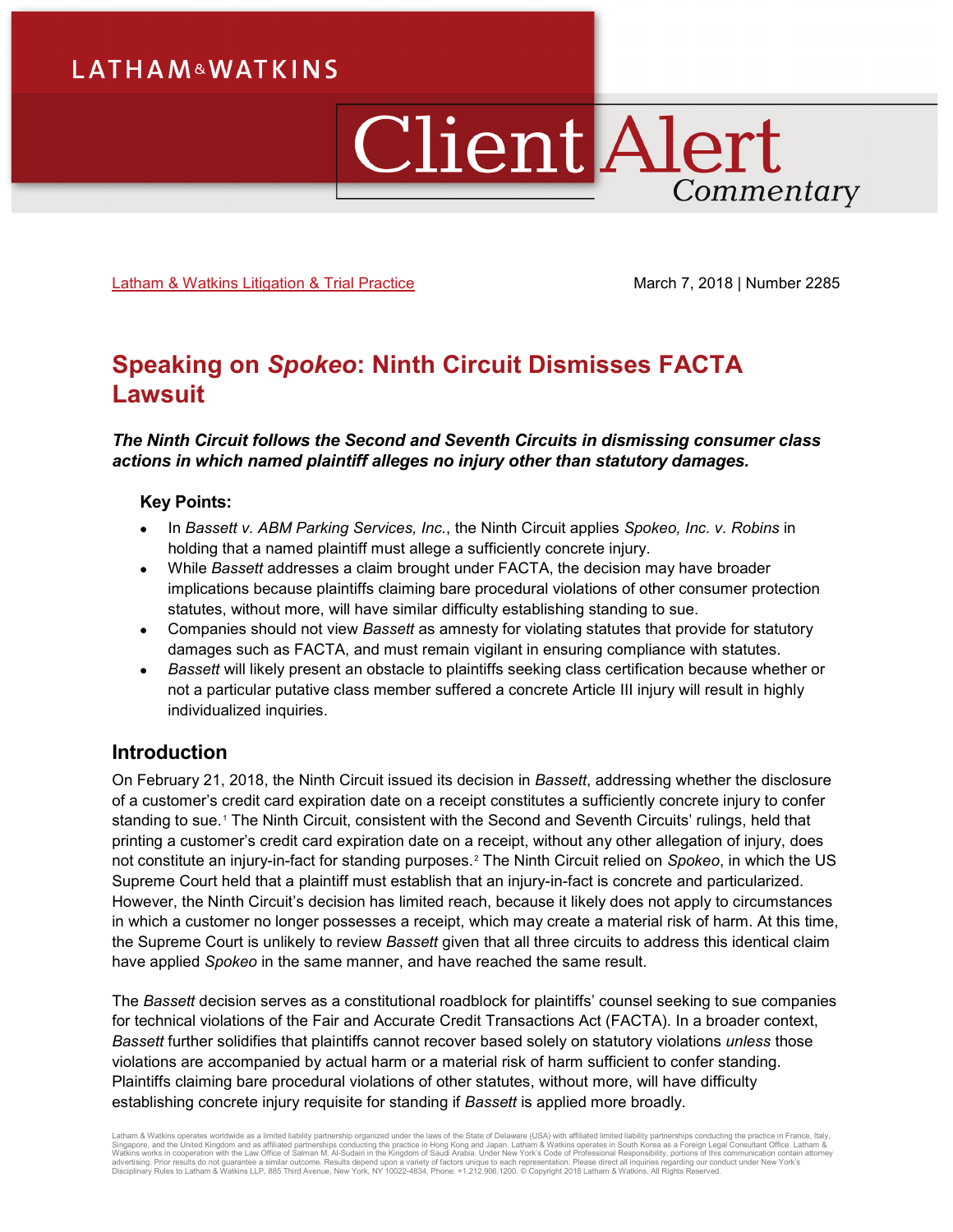# LATHAM & WATKINS

# Client Alert Commentary

Latham & Watkins Litigation & Trial Practice

March 7, 2018 | Number 2285

## Speaking on *Spokeo*: Ninth Circuit Dismisses FACTA Lawsuit

***The Ninth Circuit follows the Second and Seventh Circuits in dismissing consumer class actions in which named plaintiff alleges no injury other than statutory damages.***

### Key Points:

- In *Bassett v. ABM Parking Services, Inc.*, the Ninth Circuit applies *Spokeo, Inc. v. Robins* in holding that a named plaintiff must allege a sufficiently concrete injury.
- While *Bassett* addresses a claim brought under FACTA, the decision may have broader implications because plaintiffs claiming bare procedural violations of other consumer protection statutes, without more, will have similar difficulty establishing standing to sue.
- Companies should not view *Bassett* as amnesty for violating statutes that provide for statutory damages such as FACTA, and must remain vigilant in ensuring compliance with statutes.
- *Bassett* will likely present an obstacle to plaintiffs seeking class certification because whether or not a particular putative class member suffered a concrete Article III injury will result in highly individualized inquiries.

## Introduction

On February 21, 2018, the Ninth Circuit issued its decision in *Bassett*, addressing whether the disclosure of a customer's credit card expiration date on a receipt constitutes a sufficiently concrete injury to confer standing to sue.[1] The Ninth Circuit, consistent with the Second and Seventh Circuits' rulings, held that printing a customer's credit card expiration date on a receipt, without any other allegation of injury, does not constitute an injury-in-fact for standing purposes.[2] The Ninth Circuit relied on *Spokeo*, in which the US Supreme Court held that a plaintiff must establish that an injury-in-fact is concrete and particularized. However, the Ninth Circuit's decision has limited reach, because it likely does not apply to circumstances in which a customer no longer possesses a receipt, which may create a material risk of harm. At this time, the Supreme Court is unlikely to review *Bassett* given that all three circuits to address this identical claim have applied *Spokeo* in the same manner, and have reached the same result.

The *Bassett* decision serves as a constitutional roadblock for plaintiffs' counsel seeking to sue companies for technical violations of the Fair and Accurate Credit Transactions Act (FACTA). In a broader context, *Bassett* further solidifies that plaintiffs cannot recover based solely on statutory violations *unless* those violations are accompanied by actual harm or a material risk of harm sufficient to confer standing. Plaintiffs claiming bare procedural violations of other statutes, without more, will have difficulty establishing concrete injury requisite for standing if *Bassett* is applied more broadly.

Latham & Watkins operates worldwide as a limited liability partnership organized under the laws of the State of Delaware (USA) with affiliated limited liability partnerships conducting the practice in France, Italy, Singapore, and the United Kingdom and as affiliated partnerships conducting the practice in Hong Kong and Japan. Latham & Watkins operates in South Korea as a Foreign Legal Consultant Office. Latham & Watkins works in cooperation with the Law Office of Salman M. Al-Sudairi in the Kingdom of Saudi Arabia. Under New York's Code of Professional Responsibility, portions of this communication contain attorney advertising. Prior results do not guarantee a similar outcome. Results depend upon a variety of factors unique to each representation. Please direct all inquiries regarding our conduct under New York's Disciplinary Rules to Latham & Watkins LLP, 885 Third Avenue, New York, NY 10022-4834, Phone: +1.212.906.1200. © Copyright 2018 Latham & Watkins. All Rights Reserved.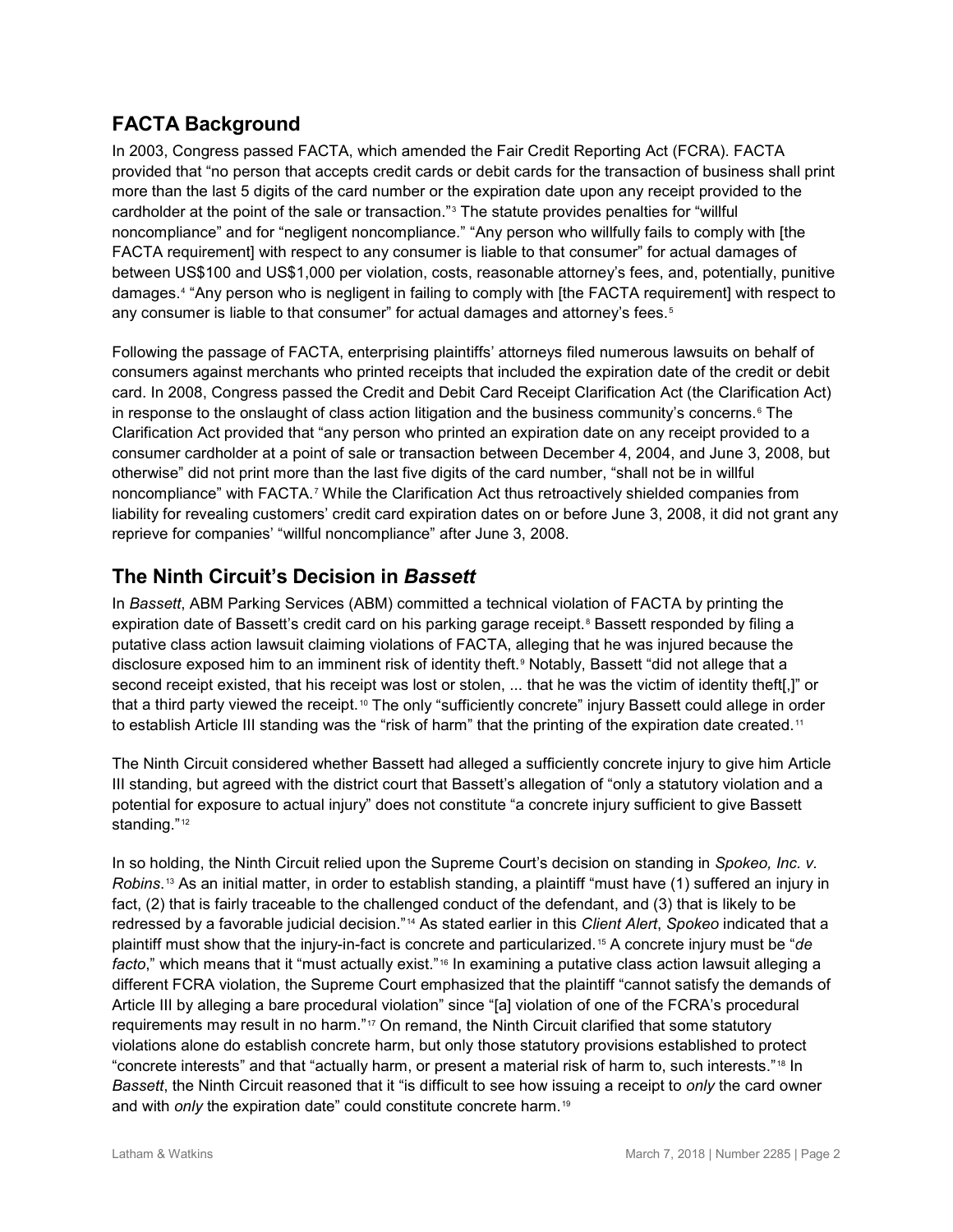## FACTA Background

In 2003, Congress passed FACTA, which amended the Fair Credit Reporting Act (FCRA). FACTA provided that "no person that accepts credit cards or debit cards for the transaction of business shall print more than the last 5 digits of the card number or the expiration date upon any receipt provided to the cardholder at the point of the sale or transaction."[3] The statute provides penalties for "willful noncompliance" and for "negligent noncompliance." "Any person who willfully fails to comply with [the FACTA requirement] with respect to any consumer is liable to that consumer" for actual damages of between US$100 and US$1,000 per violation, costs, reasonable attorney's fees, and, potentially, punitive damages.[4] "Any person who is negligent in failing to comply with [the FACTA requirement] with respect to any consumer is liable to that consumer" for actual damages and attorney's fees.[5]

Following the passage of FACTA, enterprising plaintiffs' attorneys filed numerous lawsuits on behalf of consumers against merchants who printed receipts that included the expiration date of the credit or debit card. In 2008, Congress passed the Credit and Debit Card Receipt Clarification Act (the Clarification Act) in response to the onslaught of class action litigation and the business community's concerns.[6] The Clarification Act provided that "any person who printed an expiration date on any receipt provided to a consumer cardholder at a point of sale or transaction between December 4, 2004, and June 3, 2008, but otherwise" did not print more than the last five digits of the card number, "shall not be in willful noncompliance" with FACTA.[7] While the Clarification Act thus retroactively shielded companies from liability for revealing customers' credit card expiration dates on or before June 3, 2008, it did not grant any reprieve for companies' "willful noncompliance" after June 3, 2008.

## The Ninth Circuit's Decision in *Bassett*

In *Bassett*, ABM Parking Services (ABM) committed a technical violation of FACTA by printing the expiration date of Bassett's credit card on his parking garage receipt.[8] Bassett responded by filing a putative class action lawsuit claiming violations of FACTA, alleging that he was injured because the disclosure exposed him to an imminent risk of identity theft.[9] Notably, Bassett "did not allege that a second receipt existed, that his receipt was lost or stolen, ... that he was the victim of identity theft[,]" or that a third party viewed the receipt.[10] The only "sufficiently concrete" injury Bassett could allege in order to establish Article III standing was the "risk of harm" that the printing of the expiration date created.[11]

The Ninth Circuit considered whether Bassett had alleged a sufficiently concrete injury to give him Article III standing, but agreed with the district court that Bassett's allegation of "only a statutory violation and a potential for exposure to actual injury" does not constitute "a concrete injury sufficient to give Bassett standing."[12]

In so holding, the Ninth Circuit relied upon the Supreme Court's decision on standing in *Spokeo, Inc. v. Robins*.[13] As an initial matter, in order to establish standing, a plaintiff "must have (1) suffered an injury in fact, (2) that is fairly traceable to the challenged conduct of the defendant, and (3) that is likely to be redressed by a favorable judicial decision."[14] As stated earlier in this *Client Alert*, *Spokeo* indicated that a plaintiff must show that the injury-in-fact is concrete and particularized.[15] A concrete injury must be "*de facto*," which means that it "must actually exist."[16] In examining a putative class action lawsuit alleging a different FCRA violation, the Supreme Court emphasized that the plaintiff "cannot satisfy the demands of Article III by alleging a bare procedural violation" since "[a] violation of one of the FCRA's procedural requirements may result in no harm."[17] On remand, the Ninth Circuit clarified that some statutory violations alone do establish concrete harm, but only those statutory provisions established to protect "concrete interests" and that "actually harm, or present a material risk of harm to, such interests."[18] In *Bassett*, the Ninth Circuit reasoned that it "is difficult to see how issuing a receipt to *only* the card owner and with *only* the expiration date" could constitute concrete harm.[19]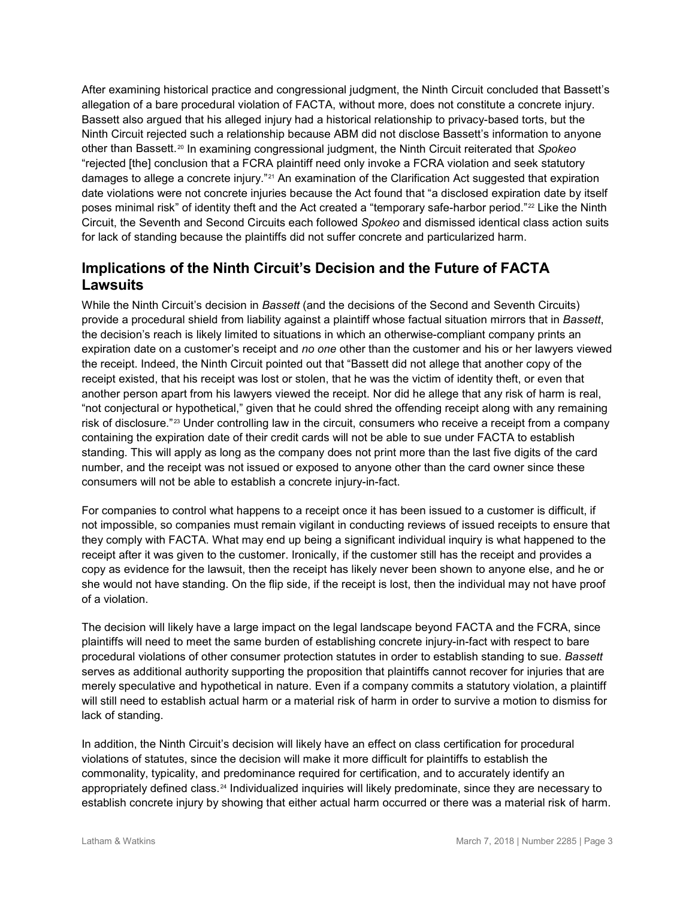After examining historical practice and congressional judgment, the Ninth Circuit concluded that Bassett's allegation of a bare procedural violation of FACTA, without more, does not constitute a concrete injury. Bassett also argued that his alleged injury had a historical relationship to privacy-based torts, but the Ninth Circuit rejected such a relationship because ABM did not disclose Bassett's information to anyone other than Bassett.[20] In examining congressional judgment, the Ninth Circuit reiterated that *Spokeo* "rejected [the] conclusion that a FCRA plaintiff need only invoke a FCRA violation and seek statutory damages to allege a concrete injury."[21] An examination of the Clarification Act suggested that expiration date violations were not concrete injuries because the Act found that "a disclosed expiration date by itself poses minimal risk" of identity theft and the Act created a "temporary safe-harbor period."[22] Like the Ninth Circuit, the Seventh and Second Circuits each followed *Spokeo* and dismissed identical class action suits for lack of standing because the plaintiffs did not suffer concrete and particularized harm.

## Implications of the Ninth Circuit's Decision and the Future of FACTA Lawsuits

While the Ninth Circuit's decision in *Bassett* (and the decisions of the Second and Seventh Circuits) provide a procedural shield from liability against a plaintiff whose factual situation mirrors that in *Bassett*, the decision's reach is likely limited to situations in which an otherwise-compliant company prints an expiration date on a customer's receipt and *no one* other than the customer and his or her lawyers viewed the receipt. Indeed, the Ninth Circuit pointed out that "Bassett did not allege that another copy of the receipt existed, that his receipt was lost or stolen, that he was the victim of identity theft, or even that another person apart from his lawyers viewed the receipt. Nor did he allege that any risk of harm is real, "not conjectural or hypothetical," given that he could shred the offending receipt along with any remaining risk of disclosure."[23] Under controlling law in the circuit, consumers who receive a receipt from a company containing the expiration date of their credit cards will not be able to sue under FACTA to establish standing. This will apply as long as the company does not print more than the last five digits of the card number, and the receipt was not issued or exposed to anyone other than the card owner since these consumers will not be able to establish a concrete injury-in-fact.

For companies to control what happens to a receipt once it has been issued to a customer is difficult, if not impossible, so companies must remain vigilant in conducting reviews of issued receipts to ensure that they comply with FACTA. What may end up being a significant individual inquiry is what happened to the receipt after it was given to the customer. Ironically, if the customer still has the receipt and provides a copy as evidence for the lawsuit, then the receipt has likely never been shown to anyone else, and he or she would not have standing. On the flip side, if the receipt is lost, then the individual may not have proof of a violation.

The decision will likely have a large impact on the legal landscape beyond FACTA and the FCRA, since plaintiffs will need to meet the same burden of establishing concrete injury-in-fact with respect to bare procedural violations of other consumer protection statutes in order to establish standing to sue. *Bassett* serves as additional authority supporting the proposition that plaintiffs cannot recover for injuries that are merely speculative and hypothetical in nature. Even if a company commits a statutory violation, a plaintiff will still need to establish actual harm or a material risk of harm in order to survive a motion to dismiss for lack of standing.

In addition, the Ninth Circuit's decision will likely have an effect on class certification for procedural violations of statutes, since the decision will make it more difficult for plaintiffs to establish the commonality, typicality, and predominance required for certification, and to accurately identify an appropriately defined class.[24] Individualized inquiries will likely predominate, since they are necessary to establish concrete injury by showing that either actual harm occurred or there was a material risk of harm.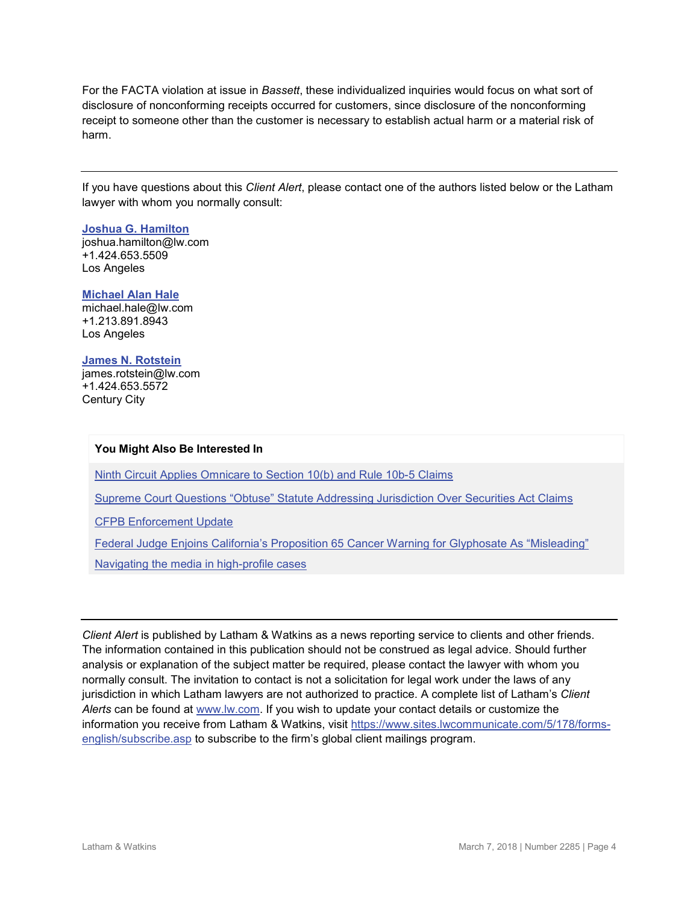For the FACTA violation at issue in *Bassett*, these individualized inquiries would focus on what sort of disclosure of nonconforming receipts occurred for customers, since disclosure of the nonconforming receipt to someone other than the customer is necessary to establish actual harm or a material risk of harm.

---

If you have questions about this *Client Alert*, please contact one of the authors listed below or the Latham lawyer with whom you normally consult:

**Joshua G. Hamilton**
joshua.hamilton@lw.com
+1.424.653.5509
Los Angeles

**Michael Alan Hale**
michael.hale@lw.com
+1.213.891.8943
Los Angeles

**James N. Rotstein**
james.rotstein@lw.com
+1.424.653.5572
Century City

**You Might Also Be Interested In**

Ninth Circuit Applies Omnicare to Section 10(b) and Rule 10b-5 Claims

Supreme Court Questions "Obtuse" Statute Addressing Jurisdiction Over Securities Act Claims

CFPB Enforcement Update

Federal Judge Enjoins California's Proposition 65 Cancer Warning for Glyphosate As "Misleading"

Navigating the media in high-profile cases

---

*Client Alert* is published by Latham & Watkins as a news reporting service to clients and other friends. The information contained in this publication should not be construed as legal advice. Should further analysis or explanation of the subject matter be required, please contact the lawyer with whom you normally consult. The invitation to contact is not a solicitation for legal work under the laws of any jurisdiction in which Latham lawyers are not authorized to practice. A complete list of Latham's *Client Alerts* can be found at www.lw.com. If you wish to update your contact details or customize the information you receive from Latham & Watkins, visit https://www.sites.lwcommunicate.com/5/178/forms-english/subscribe.asp to subscribe to the firm's global client mailings program.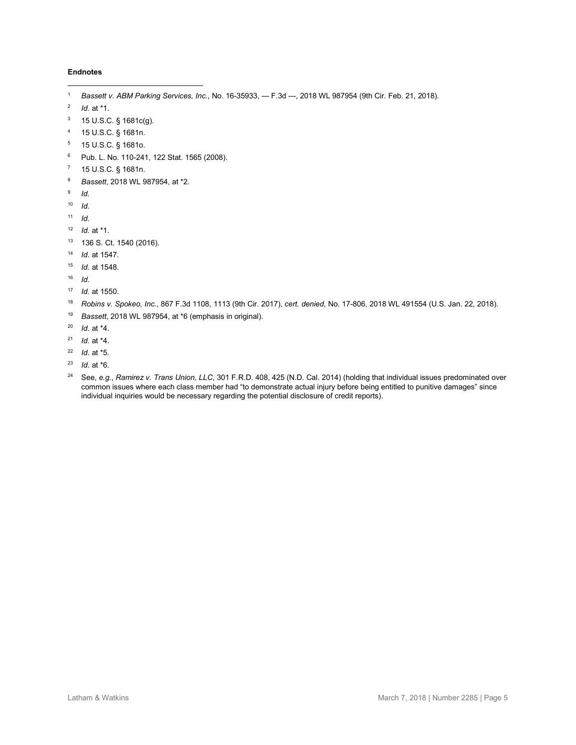**Endnotes**

1. *Bassett v. ABM Parking Services, Inc.*, No. 16-35933, --- F.3d ---, 2018 WL 987954 (9th Cir. Feb. 21, 2018).
2. *Id.* at *1.
3. 15 U.S.C. § 1681c(g).
4. 15 U.S.C. § 1681n.
5. 15 U.S.C. § 1681o.
6. Pub. L. No. 110-241, 122 Stat. 1565 (2008).
7. 15 U.S.C. § 1681n.
8. *Bassett*, 2018 WL 987954, at *2.
9. *Id.*
10. *Id.*
11. *Id.*
12. *Id.* at *1.
13. 136 S. Ct. 1540 (2016).
14. *Id.* at 1547.
15. *Id.* at 1548.
16. *Id.*
17. *Id.* at 1550.
18. *Robins v. Spokeo, Inc.*, 867 F.3d 1108, 1113 (9th Cir. 2017), *cert. denied*, No. 17-806, 2018 WL 491554 (U.S. Jan. 22, 2018).
19. *Bassett*, 2018 WL 987954, at *6 (emphasis in original).
20. *Id.* at *4.
21. *Id.* at *4.
22. *Id.* at *5.
23. *Id.* at *6.
24. See, *e.g.*, *Ramirez v. Trans Union, LLC*, 301 F.R.D. 408, 425 (N.D. Cal. 2014) (holding that individual issues predominated over common issues where each class member had "to demonstrate actual injury before being entitled to punitive damages" since individual inquiries would be necessary regarding the potential disclosure of credit reports).